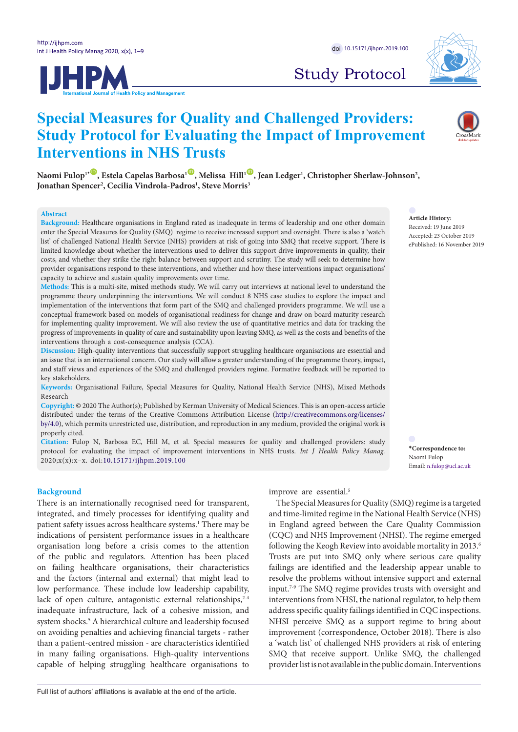Study Protocol

# Special Measures for Quality and Challenged Providers: Study Protocol for Evaluating the Impact of Improvement Interventions in NHS Trusts

**Naomi Fulop[1*], Estela Capelas Barbosa[1], Melissa Hill[1], Jean Ledger[1], Christopher Sherlaw-Johnson[2], Jonathan Spencer[2], Cecilia Vindrola-Padros[1], Steve Morris[3]**

## Abstract

**Background:** Healthcare organisations in England rated as inadequate in terms of leadership and one other domain enter the Special Measures for Quality (SMQ) regime to receive increased support and oversight. There is also a 'watch list' of challenged National Health Service (NHS) providers at risk of going into SMQ that receive support. There is limited knowledge about whether the interventions used to deliver this support drive improvements in quality, their costs, and whether they strike the right balance between support and scrutiny. The study will seek to determine how provider organisations respond to these interventions, and whether and how these interventions impact organisations' capacity to achieve and sustain quality improvements over time.

**Methods:** This is a multi-site, mixed methods study. We will carry out interviews at national level to understand the programme theory underpinning the interventions. We will conduct 8 NHS case studies to explore the impact and implementation of the interventions that form part of the SMQ and challenged providers programme. We will use a conceptual framework based on models of organisational readiness for change and draw on board maturity research for implementing quality improvement. We will also review the use of quantitative metrics and data for tracking the progress of improvements in quality of care and sustainability upon leaving SMQ, as well as the costs and benefits of the interventions through a cost-consequence analysis (CCA).

**Discussion:** High-quality interventions that successfully support struggling healthcare organisations are essential and an issue that is an international concern. Our study will allow a greater understanding of the programme theory, impact, and staff views and experiences of the SMQ and challenged providers regime. Formative feedback will be reported to key stakeholders.

**Keywords:** Organisational Failure, Special Measures for Quality, National Health Service (NHS), Mixed Methods Research

**Copyright:** © 2020 The Author(s); Published by Kerman University of Medical Sciences. This is an open-access article distributed under the terms of the Creative Commons Attribution License (http://creativecommons.org/licenses/by/4.0), which permits unrestricted use, distribution, and reproduction in any medium, provided the original work is properly cited.

**Citation:** Fulop N, Barbosa EC, Hill M, et al. Special measures for quality and challenged providers: study protocol for evaluating the impact of improvement interventions in NHS trusts. *Int J Health Policy Manag.* 2020;x(x):x–x. doi:10.15171/ijhpm.2019.100

**Article History:**
Received: 19 June 2019
Accepted: 23 October 2019
ePublished: 16 November 2019

**\*Correspondence to:**
Naomi Fulop
Email: n.fulop@ucl.ac.uk

## Background

There is an internationally recognised need for transparent, integrated, and timely processes for identifying quality and patient safety issues across healthcare systems.[1] There may be indications of persistent performance issues in a healthcare organisation long before a crisis comes to the attention of the public and regulators. Attention has been placed on failing healthcare organisations, their characteristics and the factors (internal and external) that might lead to low performance. These include low leadership capability, lack of open culture, antagonistic external relationships,[2-4] inadequate infrastructure, lack of a cohesive mission, and system shocks.[5] A hierarchical culture and leadership focused on avoiding penalties and achieving financial targets - rather than a patient-centred mission - are characteristics identified in many failing organisations. High-quality interventions capable of helping struggling healthcare organisations to improve are essential.[5]

The Special Measures for Quality (SMQ) regime is a targeted and time-limited regime in the National Health Service (NHS) in England agreed between the Care Quality Commission (CQC) and NHS Improvement (NHSI). The regime emerged following the Keogh Review into avoidable mortality in 2013.[6] Trusts are put into SMQ only where serious care quality failings are identified and the leadership appear unable to resolve the problems without intensive support and external input.[7-9] The SMQ regime provides trusts with oversight and interventions from NHSI, the national regulator, to help them address specific quality failings identified in CQC inspections. NHSI perceive SMQ as a support regime to bring about improvement (correspondence, October 2018). There is also a 'watch list' of challenged NHS providers at risk of entering SMQ that receive support. Unlike SMQ, the challenged provider list is not available in the public domain. Interventions

Full list of authors' affiliations is available at the end of the article.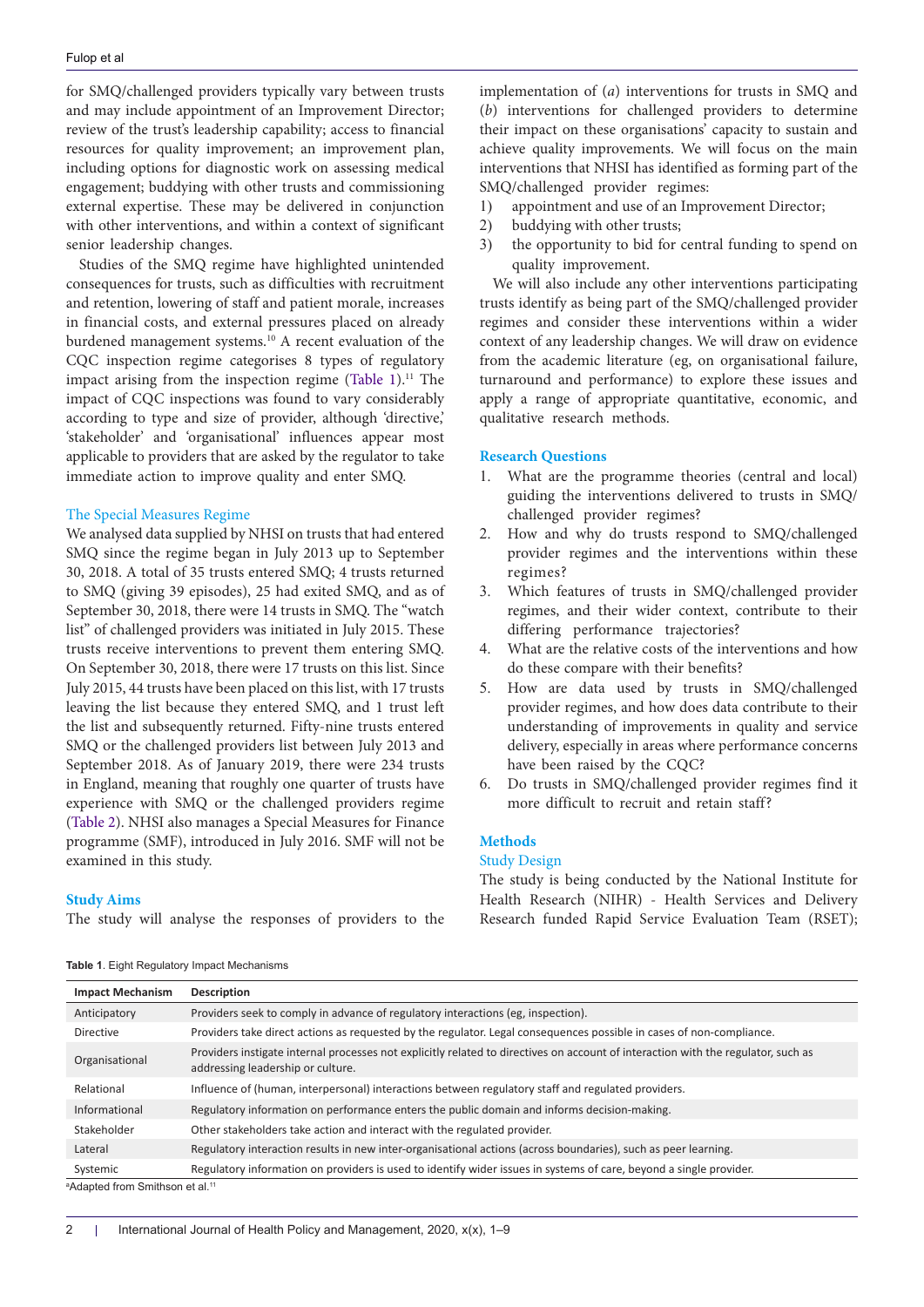for SMQ/challenged providers typically vary between trusts and may include appointment of an Improvement Director; review of the trust's leadership capability; access to financial resources for quality improvement; an improvement plan, including options for diagnostic work on assessing medical engagement; buddying with other trusts and commissioning external expertise. These may be delivered in conjunction with other interventions, and within a context of significant senior leadership changes.

Studies of the SMQ regime have highlighted unintended consequences for trusts, such as difficulties with recruitment and retention, lowering of staff and patient morale, increases in financial costs, and external pressures placed on already burdened management systems.[10] A recent evaluation of the CQC inspection regime categorises 8 types of regulatory impact arising from the inspection regime (Table 1).[11] The impact of CQC inspections was found to vary considerably according to type and size of provider, although 'directive,' 'stakeholder' and 'organisational' influences appear most applicable to providers that are asked by the regulator to take immediate action to improve quality and enter SMQ.

### The Special Measures Regime

We analysed data supplied by NHSI on trusts that had entered SMQ since the regime began in July 2013 up to September 30, 2018. A total of 35 trusts entered SMQ; 4 trusts returned to SMQ (giving 39 episodes), 25 had exited SMQ, and as of September 30, 2018, there were 14 trusts in SMQ. The "watch list" of challenged providers was initiated in July 2015. These trusts receive interventions to prevent them entering SMQ. On September 30, 2018, there were 17 trusts on this list. Since July 2015, 44 trusts have been placed on this list, with 17 trusts leaving the list because they entered SMQ, and 1 trust left the list and subsequently returned. Fifty-nine trusts entered SMQ or the challenged providers list between July 2013 and September 2018. As of January 2019, there were 234 trusts in England, meaning that roughly one quarter of trusts have experience with SMQ or the challenged providers regime (Table 2). NHSI also manages a Special Measures for Finance programme (SMF), introduced in July 2016. SMF will not be examined in this study.

## Study Aims

The study will analyse the responses of providers to the implementation of (*a*) interventions for trusts in SMQ and (*b*) interventions for challenged providers to determine their impact on these organisations' capacity to sustain and achieve quality improvements. We will focus on the main interventions that NHSI has identified as forming part of the SMQ/challenged provider regimes:

1) appointment and use of an Improvement Director;
2) buddying with other trusts;
3) the opportunity to bid for central funding to spend on quality improvement.

We will also include any other interventions participating trusts identify as being part of the SMQ/challenged provider regimes and consider these interventions within a wider context of any leadership changes. We will draw on evidence from the academic literature (eg, on organisational failure, turnaround and performance) to explore these issues and apply a range of appropriate quantitative, economic, and qualitative research methods.

## Research Questions

1. What are the programme theories (central and local) guiding the interventions delivered to trusts in SMQ/challenged provider regimes?
2. How and why do trusts respond to SMQ/challenged provider regimes and the interventions within these regimes?
3. Which features of trusts in SMQ/challenged provider regimes, and their wider context, contribute to their differing performance trajectories?
4. What are the relative costs of the interventions and how do these compare with their benefits?
5. How are data used by trusts in SMQ/challenged provider regimes, and how does data contribute to their understanding of improvements in quality and service delivery, especially in areas where performance concerns have been raised by the CQC?
6. Do trusts in SMQ/challenged provider regimes find it more difficult to recruit and retain staff?

## Methods

### Study Design

The study is being conducted by the National Institute for Health Research (NIHR) - Health Services and Delivery Research funded Rapid Service Evaluation Team (RSET);

**Table 1**. Eight Regulatory Impact Mechanisms

| Impact Mechanism | Description |
| --- | --- |
| Anticipatory | Providers seek to comply in advance of regulatory interactions (eg, inspection). |
| Directive | Providers take direct actions as requested by the regulator. Legal consequences possible in cases of non-compliance. |
| Organisational | Providers instigate internal processes not explicitly related to directives on account of interaction with the regulator, such as addressing leadership or culture. |
| Relational | Influence of (human, interpersonal) interactions between regulatory staff and regulated providers. |
| Informational | Regulatory information on performance enters the public domain and informs decision-making. |
| Stakeholder | Other stakeholders take action and interact with the regulated provider. |
| Lateral | Regulatory interaction results in new inter-organisational actions (across boundaries), such as peer learning. |
| Systemic | Regulatory information on providers is used to identify wider issues in systems of care, beyond a single provider. |

[a]Adapted from Smithson et al.[11]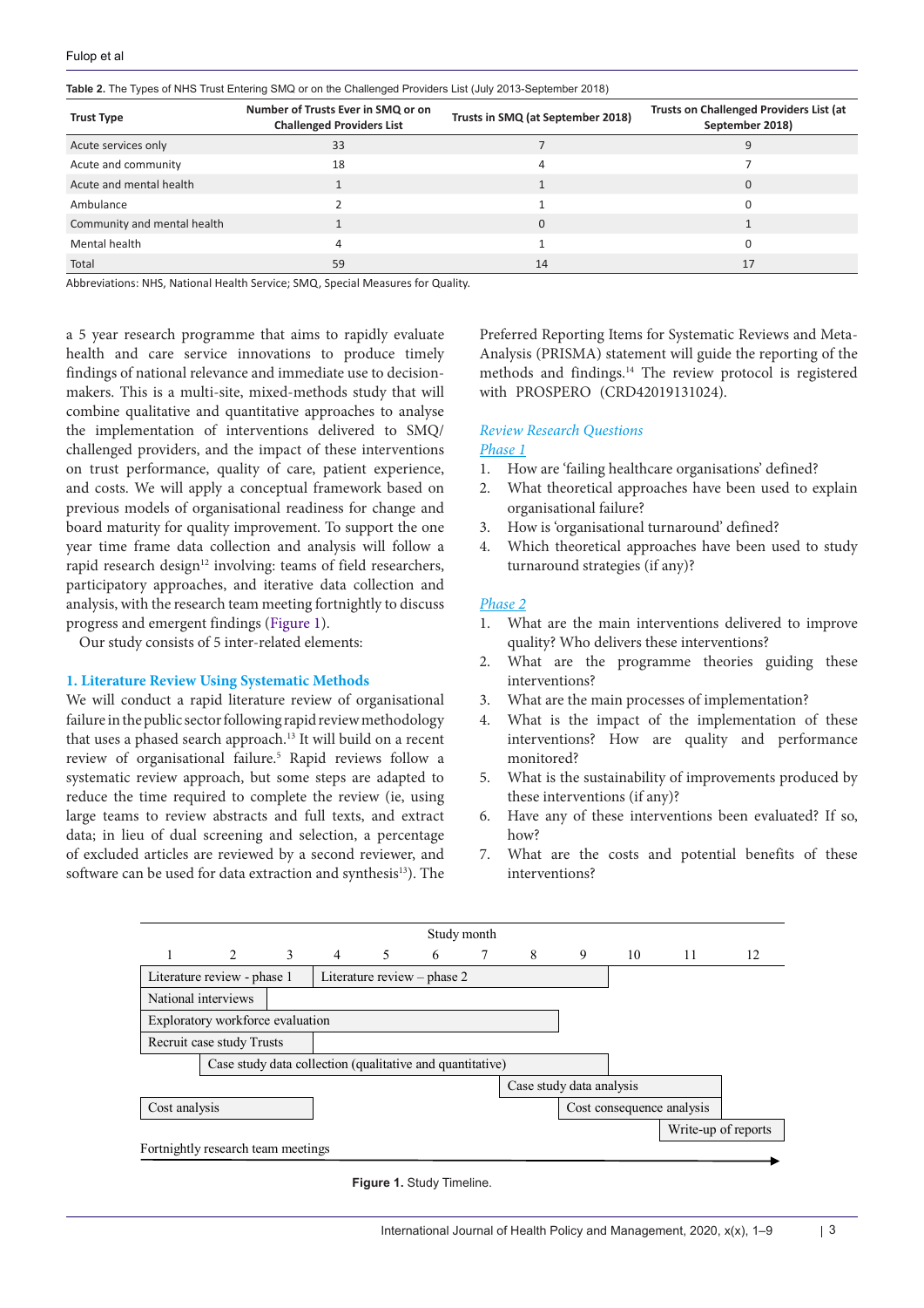**Table 2.** The Types of NHS Trust Entering SMQ or on the Challenged Providers List (July 2013-September 2018)

| Trust Type | Number of Trusts Ever in SMQ or on Challenged Providers List | Trusts in SMQ (at September 2018) | Trusts on Challenged Providers List (at September 2018) |
|---|---|---|---|
| Acute services only | 33 | 7 | 9 |
| Acute and community | 18 | 4 | 7 |
| Acute and mental health | 1 | 1 | 0 |
| Ambulance | 2 | 1 | 0 |
| Community and mental health | 1 | 0 | 1 |
| Mental health | 4 | 1 | 0 |
| Total | 59 | 14 | 17 |

Abbreviations: NHS, National Health Service; SMQ, Special Measures for Quality.

a 5 year research programme that aims to rapidly evaluate health and care service innovations to produce timely findings of national relevance and immediate use to decision-makers. This is a multi-site, mixed-methods study that will combine qualitative and quantitative approaches to analyse the implementation of interventions delivered to SMQ/challenged providers, and the impact of these interventions on trust performance, quality of care, patient experience, and costs. We will apply a conceptual framework based on previous models of organisational readiness for change and board maturity for quality improvement. To support the one year time frame data collection and analysis will follow a rapid research design[12] involving: teams of field researchers, participatory approaches, and iterative data collection and analysis, with the research team meeting fortnightly to discuss progress and emergent findings (Figure 1).

Our study consists of 5 inter-related elements:

### 1. Literature Review Using Systematic Methods

We will conduct a rapid literature review of organisational failure in the public sector following rapid review methodology that uses a phased search approach.[13] It will build on a recent review of organisational failure.[5] Rapid reviews follow a systematic review approach, but some steps are adapted to reduce the time required to complete the review (ie, using large teams to review abstracts and full texts, and extract data; in lieu of dual screening and selection, a percentage of excluded articles are reviewed by a second reviewer, and software can be used for data extraction and synthesis[13]). The Preferred Reporting Items for Systematic Reviews and Meta-Analysis (PRISMA) statement will guide the reporting of the methods and findings.[14] The review protocol is registered with PROSPERO (CRD42019131024).

#### *Review Research Questions*

*Phase 1*

1. How are 'failing healthcare organisations' defined?
2. What theoretical approaches have been used to explain organisational failure?
3. How is 'organisational turnaround' defined?
4. Which theoretical approaches have been used to study turnaround strategies (if any)?

*Phase 2*

1. What are the main interventions delivered to improve quality? Who delivers these interventions?
2. What are the programme theories guiding these interventions?
3. What are the main processes of implementation?
4. What is the impact of the implementation of these interventions? How are quality and performance monitored?
5. What is the sustainability of improvements produced by these interventions (if any)?
6. Have any of these interventions been evaluated? If so, how?
7. What are the costs and potential benefits of these interventions?

| Activity | Study months |
|---|---|
| Literature review - phase 1 | 1–3 |
| Literature review – phase 2 | 4–9 |
| National interviews | 1–2 |
| Exploratory workforce evaluation | 1–8 |
| Recruit case study Trusts | 1–3 |
| Case study data collection (qualitative and quantitative) | 2–9 |
| Case study data analysis | 7–11 |
| Cost analysis | 1–3 |
| Cost consequence analysis | 8–11 |
| Write-up of reports | 11–12 |
| Fortnightly research team meetings | 1–12 |

**Figure 1.** Study Timeline.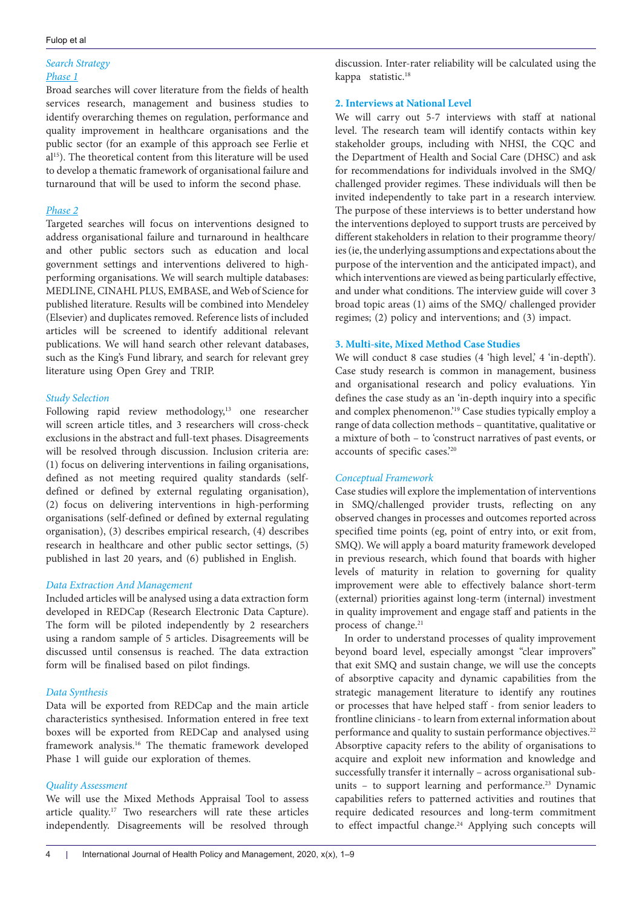### *Search Strategy*

#### *Phase 1*

Broad searches will cover literature from the fields of health services research, management and business studies to identify overarching themes on regulation, performance and quality improvement in healthcare organisations and the public sector (for an example of this approach see Ferlie et al[15]). The theoretical content from this literature will be used to develop a thematic framework of organisational failure and turnaround that will be used to inform the second phase.

#### *Phase 2*

Targeted searches will focus on interventions designed to address organisational failure and turnaround in healthcare and other public sectors such as education and local government settings and interventions delivered to high-performing organisations. We will search multiple databases: MEDLINE, CINAHL PLUS, EMBASE, and Web of Science for published literature. Results will be combined into Mendeley (Elsevier) and duplicates removed. Reference lists of included articles will be screened to identify additional relevant publications. We will hand search other relevant databases, such as the King's Fund library, and search for relevant grey literature using Open Grey and TRIP.

### *Study Selection*

Following rapid review methodology,[13] one researcher will screen article titles, and 3 researchers will cross-check exclusions in the abstract and full-text phases. Disagreements will be resolved through discussion. Inclusion criteria are: (1) focus on delivering interventions in failing organisations, defined as not meeting required quality standards (self-defined or defined by external regulating organisation), (2) focus on delivering interventions in high-performing organisations (self-defined or defined by external regulating organisation), (3) describes empirical research, (4) describes research in healthcare and other public sector settings, (5) published in last 20 years, and (6) published in English.

### *Data Extraction And Management*

Included articles will be analysed using a data extraction form developed in REDCap (Research Electronic Data Capture). The form will be piloted independently by 2 researchers using a random sample of 5 articles. Disagreements will be discussed until consensus is reached. The data extraction form will be finalised based on pilot findings.

### *Data Synthesis*

Data will be exported from REDCap and the main article characteristics synthesised. Information entered in free text boxes will be exported from REDCap and analysed using framework analysis.[16] The thematic framework developed Phase 1 will guide our exploration of themes.

### *Quality Assessment*

We will use the Mixed Methods Appraisal Tool to assess article quality.[17] Two researchers will rate these articles independently. Disagreements will be resolved through discussion. Inter-rater reliability will be calculated using the kappa statistic.[18]

## 2. Interviews at National Level

We will carry out 5-7 interviews with staff at national level. The research team will identify contacts within key stakeholder groups, including with NHSI, the CQC and the Department of Health and Social Care (DHSC) and ask for recommendations for individuals involved in the SMQ/challenged provider regimes. These individuals will then be invited independently to take part in a research interview. The purpose of these interviews is to better understand how the interventions deployed to support trusts are perceived by different stakeholders in relation to their programme theory/ies (ie, the underlying assumptions and expectations about the purpose of the intervention and the anticipated impact), and which interventions are viewed as being particularly effective, and under what conditions. The interview guide will cover 3 broad topic areas (1) aims of the SMQ/ challenged provider regimes; (2) policy and interventions; and (3) impact.

## 3. Multi-site, Mixed Method Case Studies

We will conduct 8 case studies (4 'high level,' 4 'in-depth'). Case study research is common in management, business and organisational research and policy evaluations. Yin defines the case study as an 'in-depth inquiry into a specific and complex phenomenon.'[19] Case studies typically employ a range of data collection methods – quantitative, qualitative or a mixture of both – to 'construct narratives of past events, or accounts of specific cases.'[20]

### *Conceptual Framework*

Case studies will explore the implementation of interventions in SMQ/challenged provider trusts, reflecting on any observed changes in processes and outcomes reported across specified time points (eg, point of entry into, or exit from, SMQ). We will apply a board maturity framework developed in previous research, which found that boards with higher levels of maturity in relation to governing for quality improvement were able to effectively balance short-term (external) priorities against long-term (internal) investment in quality improvement and engage staff and patients in the process of change.[21]

In order to understand processes of quality improvement beyond board level, especially amongst "clear improvers" that exit SMQ and sustain change, we will use the concepts of absorptive capacity and dynamic capabilities from the strategic management literature to identify any routines or processes that have helped staff - from senior leaders to frontline clinicians - to learn from external information about performance and quality to sustain performance objectives.[22] Absorptive capacity refers to the ability of organisations to acquire and exploit new information and knowledge and successfully transfer it internally – across organisational sub-units – to support learning and performance.[23] Dynamic capabilities refers to patterned activities and routines that require dedicated resources and long-term commitment to effect impactful change.[24] Applying such concepts will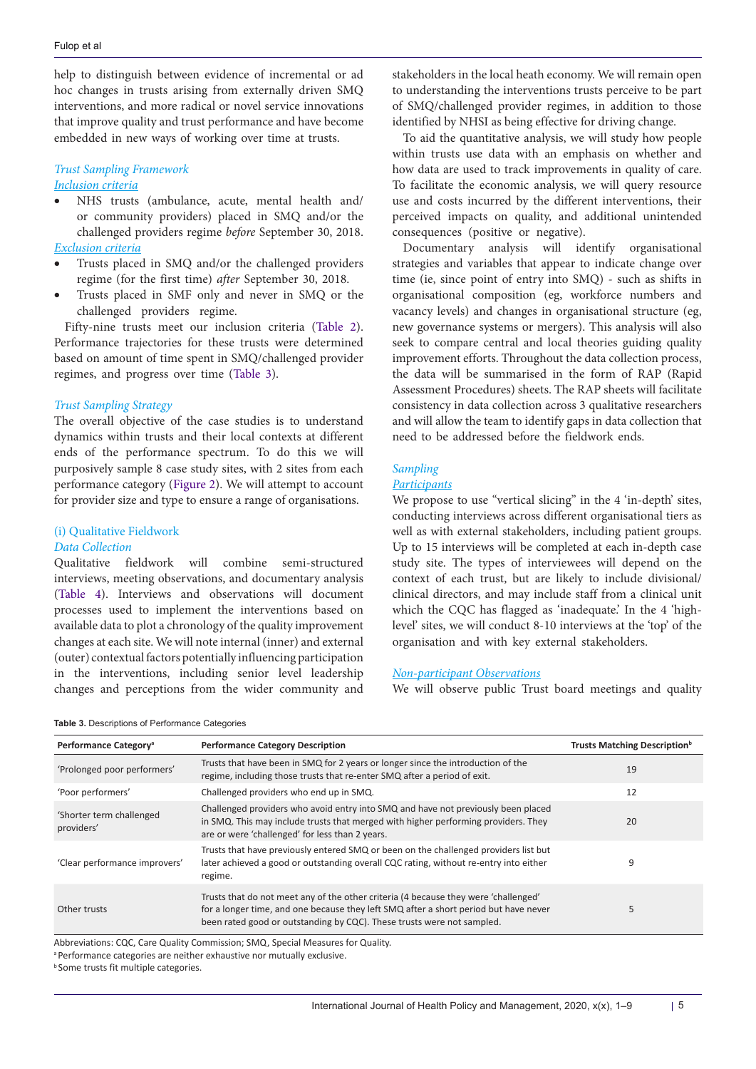help to distinguish between evidence of incremental or ad hoc changes in trusts arising from externally driven SMQ interventions, and more radical or novel service innovations that improve quality and trust performance and have become embedded in new ways of working over time at trusts.

### *Trust Sampling Framework*

*Inclusion criteria*

- NHS trusts (ambulance, acute, mental health and/or community providers) placed in SMQ and/or the challenged providers regime *before* September 30, 2018.

*Exclusion criteria*

- Trusts placed in SMQ and/or the challenged providers regime (for the first time) *after* September 30, 2018.
- Trusts placed in SMF only and never in SMQ or the challenged providers regime.

Fifty-nine trusts meet our inclusion criteria (Table 2). Performance trajectories for these trusts were determined based on amount of time spent in SMQ/challenged provider regimes, and progress over time (Table 3).

### *Trust Sampling Strategy*

The overall objective of the case studies is to understand dynamics within trusts and their local contexts at different ends of the performance spectrum. To do this we will purposively sample 8 case study sites, with 2 sites from each performance category (Figure 2). We will attempt to account for provider size and type to ensure a range of organisations.

### (i) Qualitative Fieldwork

*Data Collection*

Qualitative fieldwork will combine semi-structured interviews, meeting observations, and documentary analysis (Table 4). Interviews and observations will document processes used to implement the interventions based on available data to plot a chronology of the quality improvement changes at each site. We will note internal (inner) and external (outer) contextual factors potentially influencing participation in the interventions, including senior level leadership changes and perceptions from the wider community and stakeholders in the local heath economy. We will remain open to understanding the interventions trusts perceive to be part of SMQ/challenged provider regimes, in addition to those identified by NHSI as being effective for driving change.

To aid the quantitative analysis, we will study how people within trusts use data with an emphasis on whether and how data are used to track improvements in quality of care. To facilitate the economic analysis, we will query resource use and costs incurred by the different interventions, their perceived impacts on quality, and additional unintended consequences (positive or negative).

Documentary analysis will identify organisational strategies and variables that appear to indicate change over time (ie, since point of entry into SMQ) - such as shifts in organisational composition (eg, workforce numbers and vacancy levels) and changes in organisational structure (eg, new governance systems or mergers). This analysis will also seek to compare central and local theories guiding quality improvement efforts. Throughout the data collection process, the data will be summarised in the form of RAP (Rapid Assessment Procedures) sheets. The RAP sheets will facilitate consistency in data collection across 3 qualitative researchers and will allow the team to identify gaps in data collection that need to be addressed before the fieldwork ends.

### *Sampling*

*Participants*

We propose to use "vertical slicing" in the 4 'in-depth' sites, conducting interviews across different organisational tiers as well as with external stakeholders, including patient groups. Up to 15 interviews will be completed at each in-depth case study site. The types of interviewees will depend on the context of each trust, but are likely to include divisional/clinical directors, and may include staff from a clinical unit which the CQC has flagged as 'inadequate.' In the 4 'high-level' sites, we will conduct 8-10 interviews at the 'top' of the organisation and with key external stakeholders.

*Non-participant Observations*

We will observe public Trust board meetings and quality

**Table 3.** Descriptions of Performance Categories

| Performance Category[a] | Performance Category Description | Trusts Matching Description[b] |
|---|---|---|
| 'Prolonged poor performers' | Trusts that have been in SMQ for 2 years or longer since the introduction of the regime, including those trusts that re-enter SMQ after a period of exit. | 19 |
| 'Poor performers' | Challenged providers who end up in SMQ. | 12 |
| 'Shorter term challenged providers' | Challenged providers who avoid entry into SMQ and have not previously been placed in SMQ. This may include trusts that merged with higher performing providers. They are or were 'challenged' for less than 2 years. | 20 |
| 'Clear performance improvers' | Trusts that have previously entered SMQ or been on the challenged providers list but later achieved a good or outstanding overall CQC rating, without re-entry into either regime. | 9 |
| Other trusts | Trusts that do not meet any of the other criteria (4 because they were 'challenged' for a longer time, and one because they left SMQ after a short period but have never been rated good or outstanding by CQC). These trusts were not sampled. | 5 |

Abbreviations: CQC, Care Quality Commission; SMQ, Special Measures for Quality.

[a] Performance categories are neither exhaustive nor mutually exclusive.

[b] Some trusts fit multiple categories.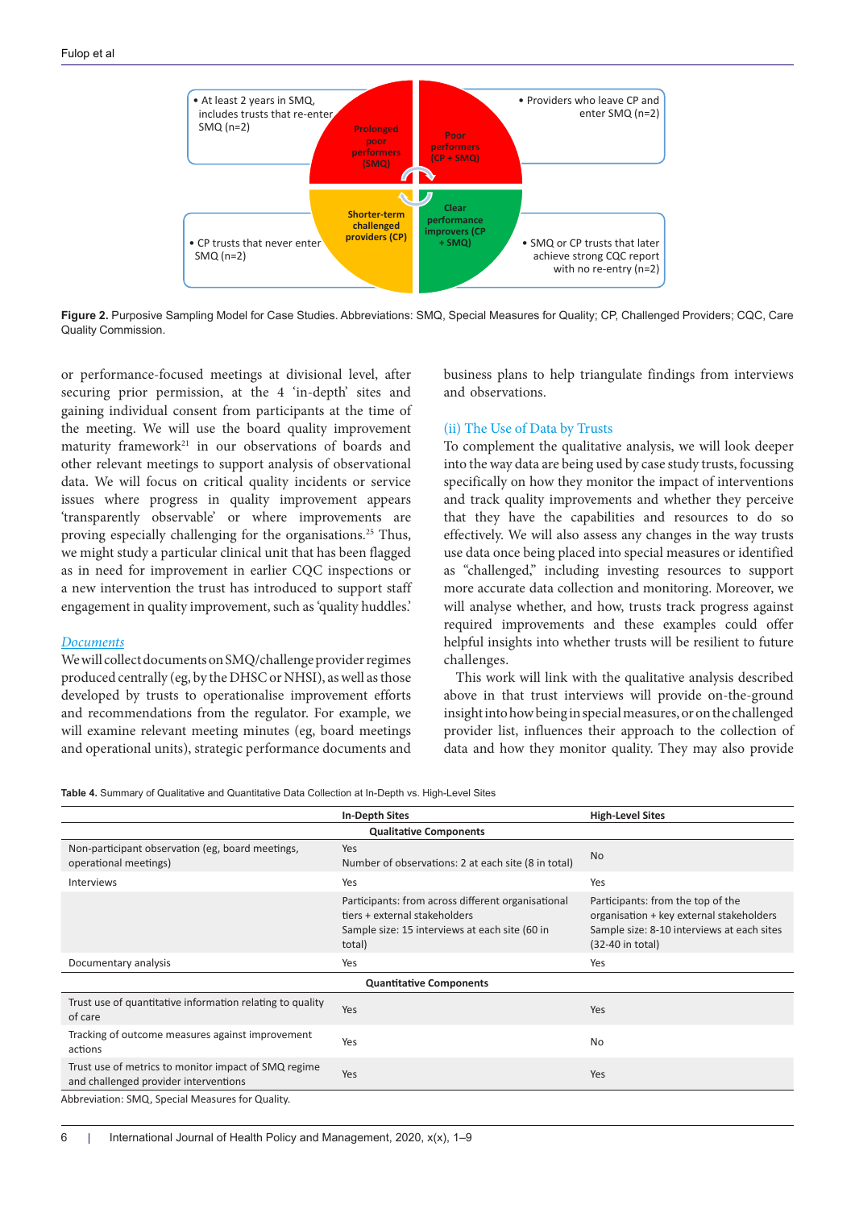- At least 2 years in SMQ, includes trusts that re-enter SMQ (n=2)
- Providers who leave CP and enter SMQ (n=2)
- CP trusts that never enter SMQ (n=2)
- SMQ or CP trusts that later achieve strong CQC report with no re-entry (n=2)

Prolonged poor performers (SMQ) | Poor performers (CP + SMQ) | Shorter-term challenged providers (CP) | Clear performance improvers (CP + SMQ)

**Figure 2.** Purposive Sampling Model for Case Studies. Abbreviations: SMQ, Special Measures for Quality; CP, Challenged Providers; CQC, Care Quality Commission.

or performance-focused meetings at divisional level, after securing prior permission, at the 4 'in-depth' sites and gaining individual consent from participants at the time of the meeting. We will use the board quality improvement maturity framework[21] in our observations of boards and other relevant meetings to support analysis of observational data. We will focus on critical quality incidents or service issues where progress in quality improvement appears 'transparently observable' or where improvements are proving especially challenging for the organisations.[25] Thus, we might study a particular clinical unit that has been flagged as in need for improvement in earlier CQC inspections or a new intervention the trust has introduced to support staff engagement in quality improvement, such as 'quality huddles.'

*Documents*

We will collect documents on SMQ/challenge provider regimes produced centrally (eg, by the DHSC or NHSI), as well as those developed by trusts to operationalise improvement efforts and recommendations from the regulator. For example, we will examine relevant meeting minutes (eg, board meetings and operational units), strategic performance documents and business plans to help triangulate findings from interviews and observations.

### (ii) The Use of Data by Trusts

To complement the qualitative analysis, we will look deeper into the way data are being used by case study trusts, focussing specifically on how they monitor the impact of interventions and track quality improvements and whether they perceive that they have the capabilities and resources to do so effectively. We will also assess any changes in the way trusts use data once being placed into special measures or identified as "challenged," including investing resources to support more accurate data collection and monitoring. Moreover, we will analyse whether, and how, trusts track progress against required improvements and these examples could offer helpful insights into whether trusts will be resilient to future challenges.

This work will link with the qualitative analysis described above in that trust interviews will provide on-the-ground insight into how being in special measures, or on the challenged provider list, influences their approach to the collection of data and how they monitor quality. They may also provide

**Table 4.** Summary of Qualitative and Quantitative Data Collection at In-Depth vs. High-Level Sites

| | In-Depth Sites | High-Level Sites |
|---|---|---|
| **Qualitative Components** | | |
| Non-participant observation (eg, board meetings, operational meetings) | Yes<br>Number of observations: 2 at each site (8 in total) | No |
| Interviews | Yes | Yes |
| | Participants: from across different organisational tiers + external stakeholders<br>Sample size: 15 interviews at each site (60 in total) | Participants: from the top of the organisation + key external stakeholders<br>Sample size: 8-10 interviews at each sites (32-40 in total) |
| Documentary analysis | Yes | Yes |
| **Quantitative Components** | | |
| Trust use of quantitative information relating to quality of care | Yes | Yes |
| Tracking of outcome measures against improvement actions | Yes | No |
| Trust use of metrics to monitor impact of SMQ regime and challenged provider interventions | Yes | Yes |

Abbreviation: SMQ, Special Measures for Quality.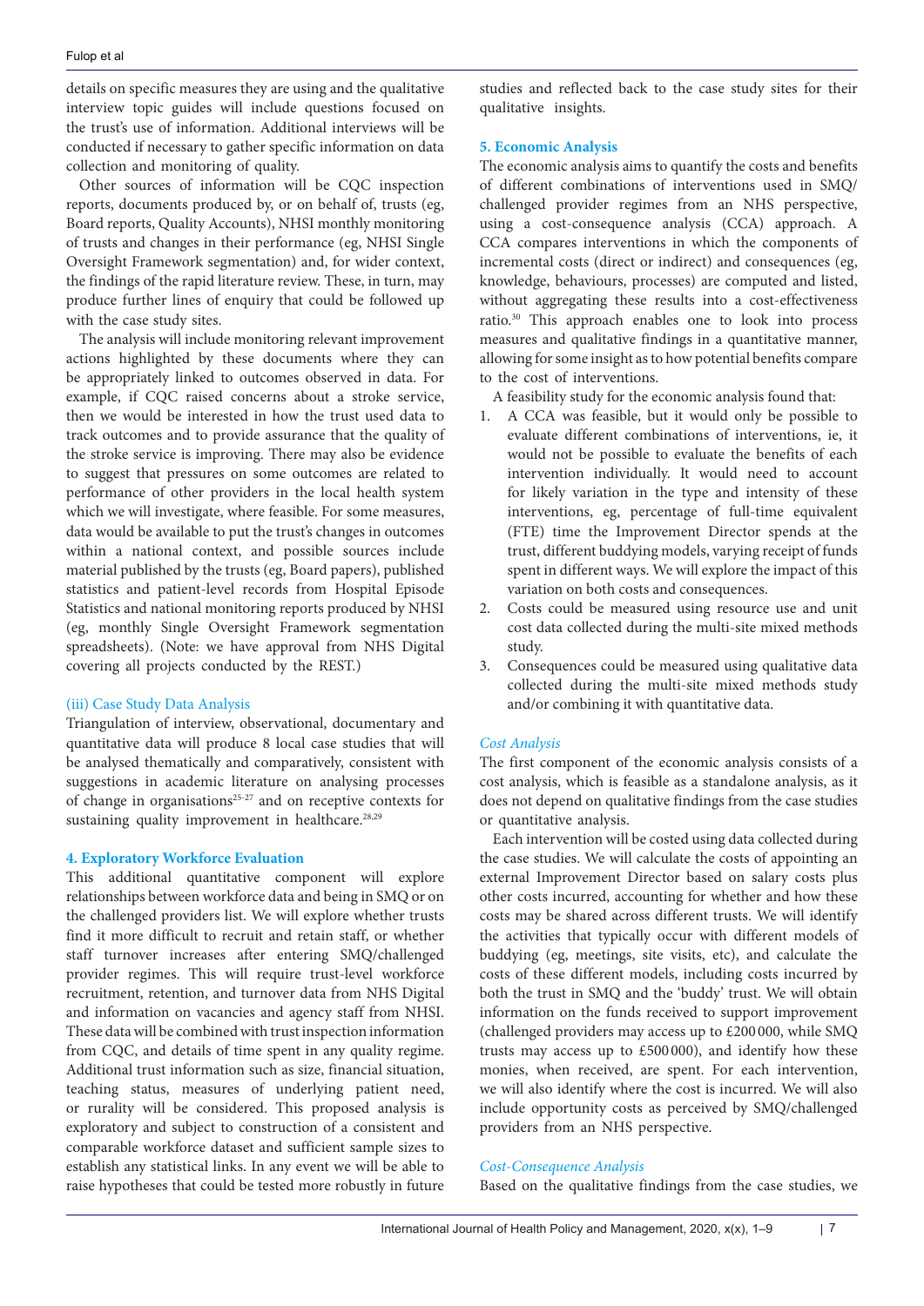details on specific measures they are using and the qualitative interview topic guides will include questions focused on the trust's use of information. Additional interviews will be conducted if necessary to gather specific information on data collection and monitoring of quality.

Other sources of information will be CQC inspection reports, documents produced by, or on behalf of, trusts (eg, Board reports, Quality Accounts), NHSI monthly monitoring of trusts and changes in their performance (eg, NHSI Single Oversight Framework segmentation) and, for wider context, the findings of the rapid literature review. These, in turn, may produce further lines of enquiry that could be followed up with the case study sites.

The analysis will include monitoring relevant improvement actions highlighted by these documents where they can be appropriately linked to outcomes observed in data. For example, if CQC raised concerns about a stroke service, then we would be interested in how the trust used data to track outcomes and to provide assurance that the quality of the stroke service is improving. There may also be evidence to suggest that pressures on some outcomes are related to performance of other providers in the local health system which we will investigate, where feasible. For some measures, data would be available to put the trust's changes in outcomes within a national context, and possible sources include material published by the trusts (eg, Board papers), published statistics and patient-level records from Hospital Episode Statistics and national monitoring reports produced by NHSI (eg, monthly Single Oversight Framework segmentation spreadsheets). (Note: we have approval from NHS Digital covering all projects conducted by the REST.)

### (iii) Case Study Data Analysis

Triangulation of interview, observational, documentary and quantitative data will produce 8 local case studies that will be analysed thematically and comparatively, consistent with suggestions in academic literature on analysing processes of change in organisations[25-27] and on receptive contexts for sustaining quality improvement in healthcare.[28,29]

## 4. Exploratory Workforce Evaluation

This additional quantitative component will explore relationships between workforce data and being in SMQ or on the challenged providers list. We will explore whether trusts find it more difficult to recruit and retain staff, or whether staff turnover increases after entering SMQ/challenged provider regimes. This will require trust-level workforce recruitment, retention, and turnover data from NHS Digital and information on vacancies and agency staff from NHSI. These data will be combined with trust inspection information from CQC, and details of time spent in any quality regime. Additional trust information such as size, financial situation, teaching status, measures of underlying patient need, or rurality will be considered. This proposed analysis is exploratory and subject to construction of a consistent and comparable workforce dataset and sufficient sample sizes to establish any statistical links. In any event we will be able to raise hypotheses that could be tested more robustly in future studies and reflected back to the case study sites for their qualitative insights.

## 5. Economic Analysis

The economic analysis aims to quantify the costs and benefits of different combinations of interventions used in SMQ/challenged provider regimes from an NHS perspective, using a cost-consequence analysis (CCA) approach. A CCA compares interventions in which the components of incremental costs (direct or indirect) and consequences (eg, knowledge, behaviours, processes) are computed and listed, without aggregating these results into a cost-effectiveness ratio.[30] This approach enables one to look into process measures and qualitative findings in a quantitative manner, allowing for some insight as to how potential benefits compare to the cost of interventions.

A feasibility study for the economic analysis found that:

1. A CCA was feasible, but it would only be possible to evaluate different combinations of interventions, ie, it would not be possible to evaluate the benefits of each intervention individually. It would need to account for likely variation in the type and intensity of these interventions, eg, percentage of full-time equivalent (FTE) time the Improvement Director spends at the trust, different buddying models, varying receipt of funds spent in different ways. We will explore the impact of this variation on both costs and consequences.
2. Costs could be measured using resource use and unit cost data collected during the multi-site mixed methods study.
3. Consequences could be measured using qualitative data collected during the multi-site mixed methods study and/or combining it with quantitative data.

### *Cost Analysis*

The first component of the economic analysis consists of a cost analysis, which is feasible as a standalone analysis, as it does not depend on qualitative findings from the case studies or quantitative analysis.

Each intervention will be costed using data collected during the case studies. We will calculate the costs of appointing an external Improvement Director based on salary costs plus other costs incurred, accounting for whether and how these costs may be shared across different trusts. We will identify the activities that typically occur with different models of buddying (eg, meetings, site visits, etc), and calculate the costs of these different models, including costs incurred by both the trust in SMQ and the 'buddy' trust. We will obtain information on the funds received to support improvement (challenged providers may access up to £200 000, while SMQ trusts may access up to £500 000), and identify how these monies, when received, are spent. For each intervention, we will also identify where the cost is incurred. We will also include opportunity costs as perceived by SMQ/challenged providers from an NHS perspective.

### *Cost-Consequence Analysis*

Based on the qualitative findings from the case studies, we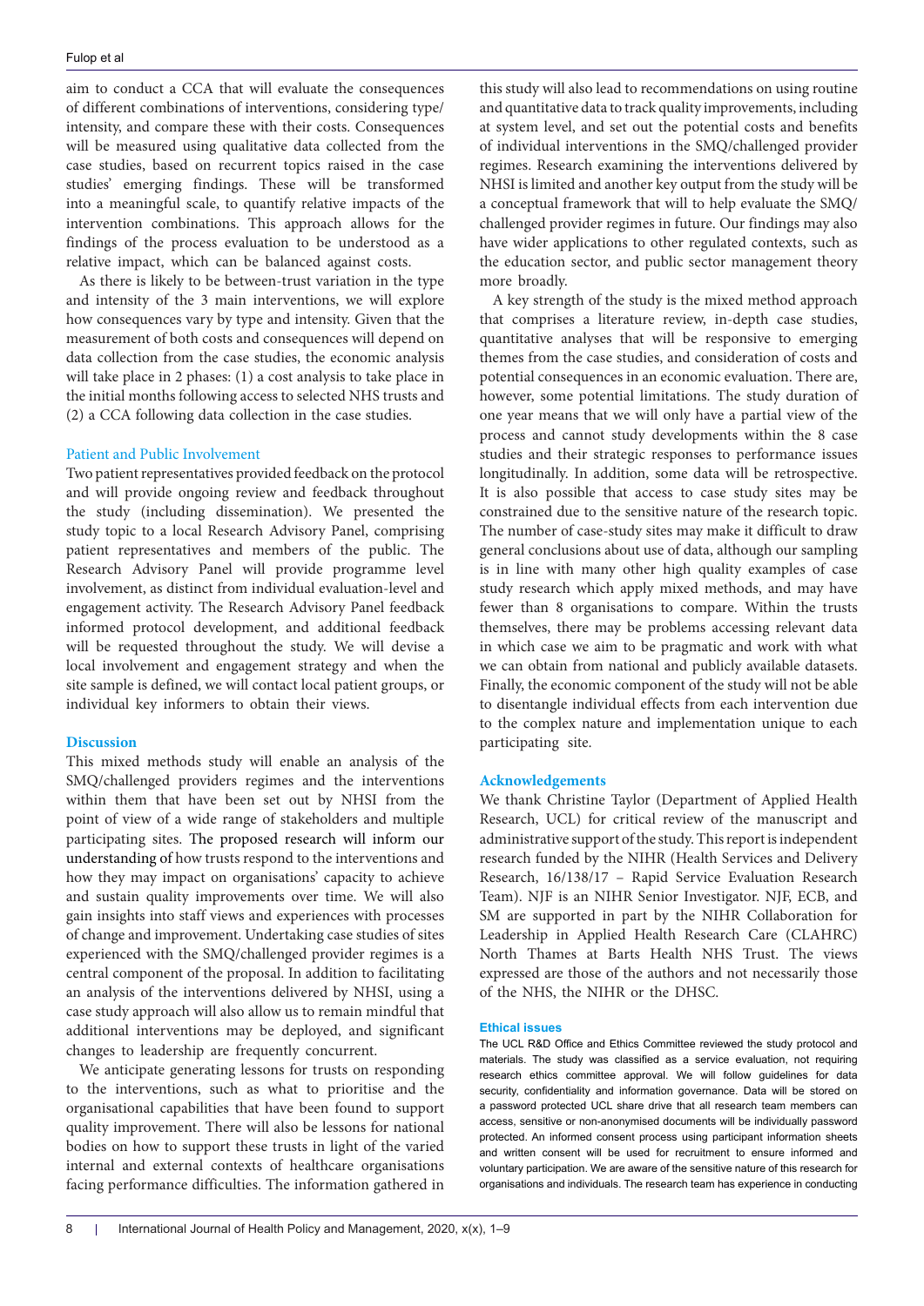aim to conduct a CCA that will evaluate the consequences of different combinations of interventions, considering type/intensity, and compare these with their costs. Consequences will be measured using qualitative data collected from the case studies, based on recurrent topics raised in the case studies' emerging findings. These will be transformed into a meaningful scale, to quantify relative impacts of the intervention combinations. This approach allows for the findings of the process evaluation to be understood as a relative impact, which can be balanced against costs.

As there is likely to be between-trust variation in the type and intensity of the 3 main interventions, we will explore how consequences vary by type and intensity. Given that the measurement of both costs and consequences will depend on data collection from the case studies, the economic analysis will take place in 2 phases: (1) a cost analysis to take place in the initial months following access to selected NHS trusts and (2) a CCA following data collection in the case studies.

### Patient and Public Involvement

Two patient representatives provided feedback on the protocol and will provide ongoing review and feedback throughout the study (including dissemination). We presented the study topic to a local Research Advisory Panel, comprising patient representatives and members of the public. The Research Advisory Panel will provide programme level involvement, as distinct from individual evaluation-level and engagement activity. The Research Advisory Panel feedback informed protocol development, and additional feedback will be requested throughout the study. We will devise a local involvement and engagement strategy and when the site sample is defined, we will contact local patient groups, or individual key informers to obtain their views.

## Discussion

This mixed methods study will enable an analysis of the SMQ/challenged providers regimes and the interventions within them that have been set out by NHSI from the point of view of a wide range of stakeholders and multiple participating sites. The proposed research will inform our understanding of how trusts respond to the interventions and how they may impact on organisations' capacity to achieve and sustain quality improvements over time. We will also gain insights into staff views and experiences with processes of change and improvement. Undertaking case studies of sites experienced with the SMQ/challenged provider regimes is a central component of the proposal. In addition to facilitating an analysis of the interventions delivered by NHSI, using a case study approach will also allow us to remain mindful that additional interventions may be deployed, and significant changes to leadership are frequently concurrent.

We anticipate generating lessons for trusts on responding to the interventions, such as what to prioritise and the organisational capabilities that have been found to support quality improvement. There will also be lessons for national bodies on how to support these trusts in light of the varied internal and external contexts of healthcare organisations facing performance difficulties. The information gathered in this study will also lead to recommendations on using routine and quantitative data to track quality improvements, including at system level, and set out the potential costs and benefits of individual interventions in the SMQ/challenged provider regimes. Research examining the interventions delivered by NHSI is limited and another key output from the study will be a conceptual framework that will to help evaluate the SMQ/challenged provider regimes in future. Our findings may also have wider applications to other regulated contexts, such as the education sector, and public sector management theory more broadly.

A key strength of the study is the mixed method approach that comprises a literature review, in-depth case studies, quantitative analyses that will be responsive to emerging themes from the case studies, and consideration of costs and potential consequences in an economic evaluation. There are, however, some potential limitations. The study duration of one year means that we will only have a partial view of the process and cannot study developments within the 8 case studies and their strategic responses to performance issues longitudinally. In addition, some data will be retrospective. It is also possible that access to case study sites may be constrained due to the sensitive nature of the research topic. The number of case-study sites may make it difficult to draw general conclusions about use of data, although our sampling is in line with many other high quality examples of case study research which apply mixed methods, and may have fewer than 8 organisations to compare. Within the trusts themselves, there may be problems accessing relevant data in which case we aim to be pragmatic and work with what we can obtain from national and publicly available datasets. Finally, the economic component of the study will not be able to disentangle individual effects from each intervention due to the complex nature and implementation unique to each participating site.

## Acknowledgements

We thank Christine Taylor (Department of Applied Health Research, UCL) for critical review of the manuscript and administrative support of the study. This report is independent research funded by the NIHR (Health Services and Delivery Research, 16/138/17 – Rapid Service Evaluation Research Team). NJF is an NIHR Senior Investigator. NJF, ECB, and SM are supported in part by the NIHR Collaboration for Leadership in Applied Health Research Care (CLAHRC) North Thames at Barts Health NHS Trust. The views expressed are those of the authors and not necessarily those of the NHS, the NIHR or the DHSC.

### Ethical issues

The UCL R&D Office and Ethics Committee reviewed the study protocol and materials. The study was classified as a service evaluation, not requiring research ethics committee approval. We will follow guidelines for data security, confidentiality and information governance. Data will be stored on a password protected UCL share drive that all research team members can access, sensitive or non-anonymised documents will be individually password protected. An informed consent process using participant information sheets and written consent will be used for recruitment to ensure informed and voluntary participation. We are aware of the sensitive nature of this research for organisations and individuals. The research team has experience in conducting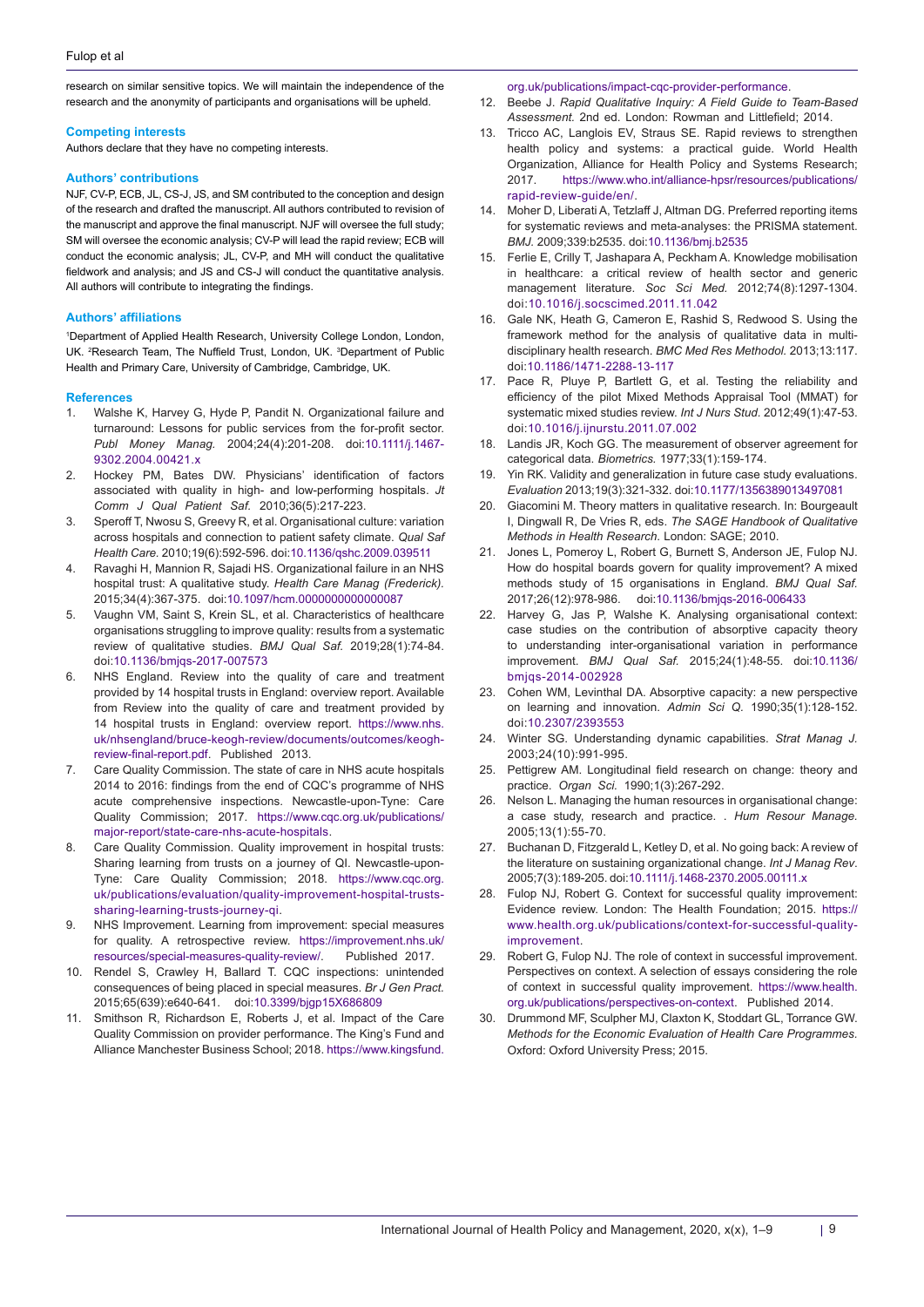research on similar sensitive topics. We will maintain the independence of the research and the anonymity of participants and organisations will be upheld.

### Competing interests

Authors declare that they have no competing interests.

### Authors' contributions

NJF, CV-P, ECB, JL, CS-J, JS, and SM contributed to the conception and design of the research and drafted the manuscript. All authors contributed to revision of the manuscript and approve the final manuscript. NJF will oversee the full study; SM will oversee the economic analysis; CV-P will lead the rapid review; ECB will conduct the economic analysis; JL, CV-P, and MH will conduct the qualitative fieldwork and analysis; and JS and CS-J will conduct the quantitative analysis. All authors will contribute to integrating the findings.

### Authors' affiliations

[1]Department of Applied Health Research, University College London, London, UK. [2]Research Team, The Nuffield Trust, London, UK. [3]Department of Public Health and Primary Care, University of Cambridge, Cambridge, UK.

### References

1. Walshe K, Harvey G, Hyde P, Pandit N. Organizational failure and turnaround: Lessons for public services from the for-profit sector. *Publ Money Manag.* 2004;24(4):201-208. doi:10.1111/j.1467-9302.2004.00421.x
2. Hockey PM, Bates DW. Physicians' identification of factors associated with quality in high- and low-performing hospitals. *Jt Comm J Qual Patient Saf.* 2010;36(5):217-223.
3. Speroff T, Nwosu S, Greevy R, et al. Organisational culture: variation across hospitals and connection to patient safety climate. *Qual Saf Health Care.* 2010;19(6):592-596. doi:10.1136/qshc.2009.039511
4. Ravaghi H, Mannion R, Sajadi HS. Organizational failure in an NHS hospital trust: A qualitative study. *Health Care Manag (Frederick).* 2015;34(4):367-375. doi:10.1097/hcm.0000000000000087
5. Vaughn VM, Saint S, Krein SL, et al. Characteristics of healthcare organisations struggling to improve quality: results from a systematic review of qualitative studies. *BMJ Qual Saf.* 2019;28(1):74-84. doi:10.1136/bmjqs-2017-007573
6. NHS England. Review into the quality of care and treatment provided by 14 hospital trusts in England: overview report. Available from Review into the quality of care and treatment provided by 14 hospital trusts in England: overview report. https://www.nhs.uk/nhsengland/bruce-keogh-review/documents/outcomes/keogh-review-final-report.pdf. Published 2013.
7. Care Quality Commission. The state of care in NHS acute hospitals 2014 to 2016: findings from the end of CQC's programme of NHS acute comprehensive inspections. Newcastle-upon-Tyne: Care Quality Commission; 2017. https://www.cqc.org.uk/publications/major-report/state-care-nhs-acute-hospitals.
8. Care Quality Commission. Quality improvement in hospital trusts: Sharing learning from trusts on a journey of QI. Newcastle-upon-Tyne: Care Quality Commission; 2018. https://www.cqc.org.uk/publications/evaluation/quality-improvement-hospital-trusts-sharing-learning-trusts-journey-qi.
9. NHS Improvement. Learning from improvement: special measures for quality. A retrospective review. https://improvement.nhs.uk/resources/special-measures-quality-review/. Published 2017.
10. Rendel S, Crawley H, Ballard T. CQC inspections: unintended consequences of being placed in special measures. *Br J Gen Pract.* 2015;65(639):e640-641. doi:10.3399/bjgp15X686809
11. Smithson R, Richardson E, Roberts J, et al. Impact of the Care Quality Commission on provider performance. The King's Fund and Alliance Manchester Business School; 2018. https://www.kingsfund.org.uk/publications/impact-cqc-provider-performance.
12. Beebe J. *Rapid Qualitative Inquiry: A Field Guide to Team-Based Assessment.* 2nd ed. London: Rowman and Littlefield; 2014.
13. Tricco AC, Langlois EV, Straus SE. Rapid reviews to strengthen health policy and systems: a practical guide. World Health Organization, Alliance for Health Policy and Systems Research; 2017. https://www.who.int/alliance-hpsr/resources/publications/rapid-review-guide/en/.
14. Moher D, Liberati A, Tetzlaff J, Altman DG. Preferred reporting items for systematic reviews and meta-analyses: the PRISMA statement. *BMJ.* 2009;339:b2535. doi:10.1136/bmj.b2535
15. Ferlie E, Crilly T, Jashapara A, Peckham A. Knowledge mobilisation in healthcare: a critical review of health sector and generic management literature. *Soc Sci Med.* 2012;74(8):1297-1304. doi:10.1016/j.socscimed.2011.11.042
16. Gale NK, Heath G, Cameron E, Rashid S, Redwood S. Using the framework method for the analysis of qualitative data in multi-disciplinary health research. *BMC Med Res Methodol.* 2013;13:117. doi:10.1186/1471-2288-13-117
17. Pace R, Pluye P, Bartlett G, et al. Testing the reliability and efficiency of the pilot Mixed Methods Appraisal Tool (MMAT) for systematic mixed studies review. *Int J Nurs Stud.* 2012;49(1):47-53. doi:10.1016/j.ijnurstu.2011.07.002
18. Landis JR, Koch GG. The measurement of observer agreement for categorical data. *Biometrics.* 1977;33(1):159-174.
19. Yin RK. Validity and generalization in future case study evaluations. *Evaluation* 2013;19(3):321-332. doi:10.1177/1356389013497081
20. Giacomini M. Theory matters in qualitative research. In: Bourgeault I, Dingwall R, De Vries R, eds. *The SAGE Handbook of Qualitative Methods in Health Research*. London: SAGE; 2010.
21. Jones L, Pomeroy L, Robert G, Burnett S, Anderson JE, Fulop NJ. How do hospital boards govern for quality improvement? A mixed methods study of 15 organisations in England. *BMJ Qual Saf.* 2017;26(12):978-986. doi:10.1136/bmjqs-2016-006433
22. Harvey G, Jas P, Walshe K. Analysing organisational context: case studies on the contribution of absorptive capacity theory to understanding inter-organisational variation in performance improvement. *BMJ Qual Saf.* 2015;24(1):48-55. doi:10.1136/bmjqs-2014-002928
23. Cohen WM, Levinthal DA. Absorptive capacity: a new perspective on learning and innovation. *Admin Sci Q.* 1990;35(1):128-152. doi:10.2307/2393553
24. Winter SG. Understanding dynamic capabilities. *Strat Manag J.* 2003;24(10):991-995.
25. Pettigrew AM. Longitudinal field research on change: theory and practice. *Organ Sci.* 1990;1(3):267-292.
26. Nelson L. Managing the human resources in organisational change: a case study, research and practice. . *Hum Resour Manage.* 2005;13(1):55-70.
27. Buchanan D, Fitzgerald L, Ketley D, et al. No going back: A review of the literature on sustaining organizational change. *Int J Manag Rev*. 2005;7(3):189-205. doi:10.1111/j.1468-2370.2005.00111.x
28. Fulop NJ, Robert G. Context for successful quality improvement: Evidence review. London: The Health Foundation; 2015. https://www.health.org.uk/publications/context-for-successful-quality-improvement.
29. Robert G, Fulop NJ. The role of context in successful improvement. Perspectives on context. A selection of essays considering the role of context in successful quality improvement. https://www.health.org.uk/publications/perspectives-on-context. Published 2014.
30. Drummond MF, Sculpher MJ, Claxton K, Stoddart GL, Torrance GW. *Methods for the Economic Evaluation of Health Care Programmes.* Oxford: Oxford University Press; 2015.